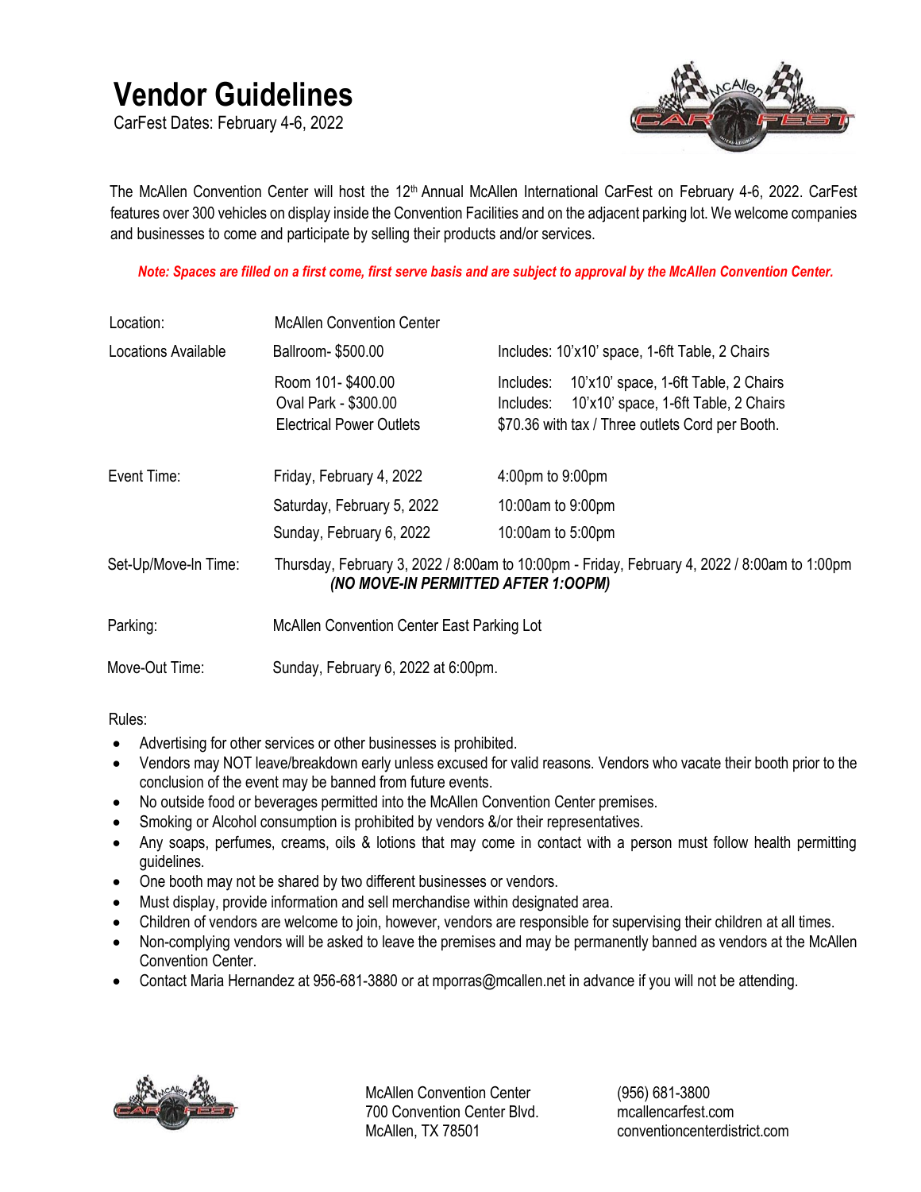# Vendor Guidelines

CarFest Dates: February 4-6, 2022

The McAllen Convention Center will host the 12th Annual McAllen International CarFest on February 4-6, 2022. CarFest features over 300 vehicles on display inside the Convention Facilities and on the adjacent parking lot. We welcome companies and businesses to come and participate by selling their products and/or services.

***Note: Spaces are filled on a first come, first serve basis and are subject to approval by the McAllen Convention Center.***

| | | |
|---|---|---|
| Location: | McAllen Convention Center | |
| Locations Available | Ballroom- $500.00 | Includes: 10'x10' space, 1-6ft Table, 2 Chairs |
| | Room 101- $400.00 | Includes: 10'x10' space, 1-6ft Table, 2 Chairs |
| | Oval Park - $300.00 | Includes: 10'x10' space, 1-6ft Table, 2 Chairs |
| | Electrical Power Outlets | $70.36 with tax / Three outlets Cord per Booth. |
| Event Time: | Friday, February 4, 2022 | 4:00pm to 9:00pm |
| | Saturday, February 5, 2022 | 10:00am to 9:00pm |
| | Sunday, February 6, 2022 | 10:00am to 5:00pm |
| Set-Up/Move-In Time: | Thursday, February 3, 2022 / 8:00am to 10:00pm - Friday, February 4, 2022 / 8:00am to 1:00pm ***(NO MOVE-IN PERMITTED AFTER 1:OOPM)*** | |
| Parking: | McAllen Convention Center East Parking Lot | |
| Move-Out Time: | Sunday, February 6, 2022 at 6:00pm. | |

Rules:

- Advertising for other services or other businesses is prohibited.
- Vendors may NOT leave/breakdown early unless excused for valid reasons. Vendors who vacate their booth prior to the conclusion of the event may be banned from future events.
- No outside food or beverages permitted into the McAllen Convention Center premises.
- Smoking or Alcohol consumption is prohibited by vendors &/or their representatives.
- Any soaps, perfumes, creams, oils & lotions that may come in contact with a person must follow health permitting guidelines.
- One booth may not be shared by two different businesses or vendors.
- Must display, provide information and sell merchandise within designated area.
- Children of vendors are welcome to join, however, vendors are responsible for supervising their children at all times.
- Non-complying vendors will be asked to leave the premises and may be permanently banned as vendors at the McAllen Convention Center.
- Contact Maria Hernandez at 956-681-3880 or at mporras@mcallen.net in advance if you will not be attending.

McAllen Convention Center
700 Convention Center Blvd.
McAllen, TX 78501

(956) 681-3800
mcallencarfest.com
conventioncenterdistrict.com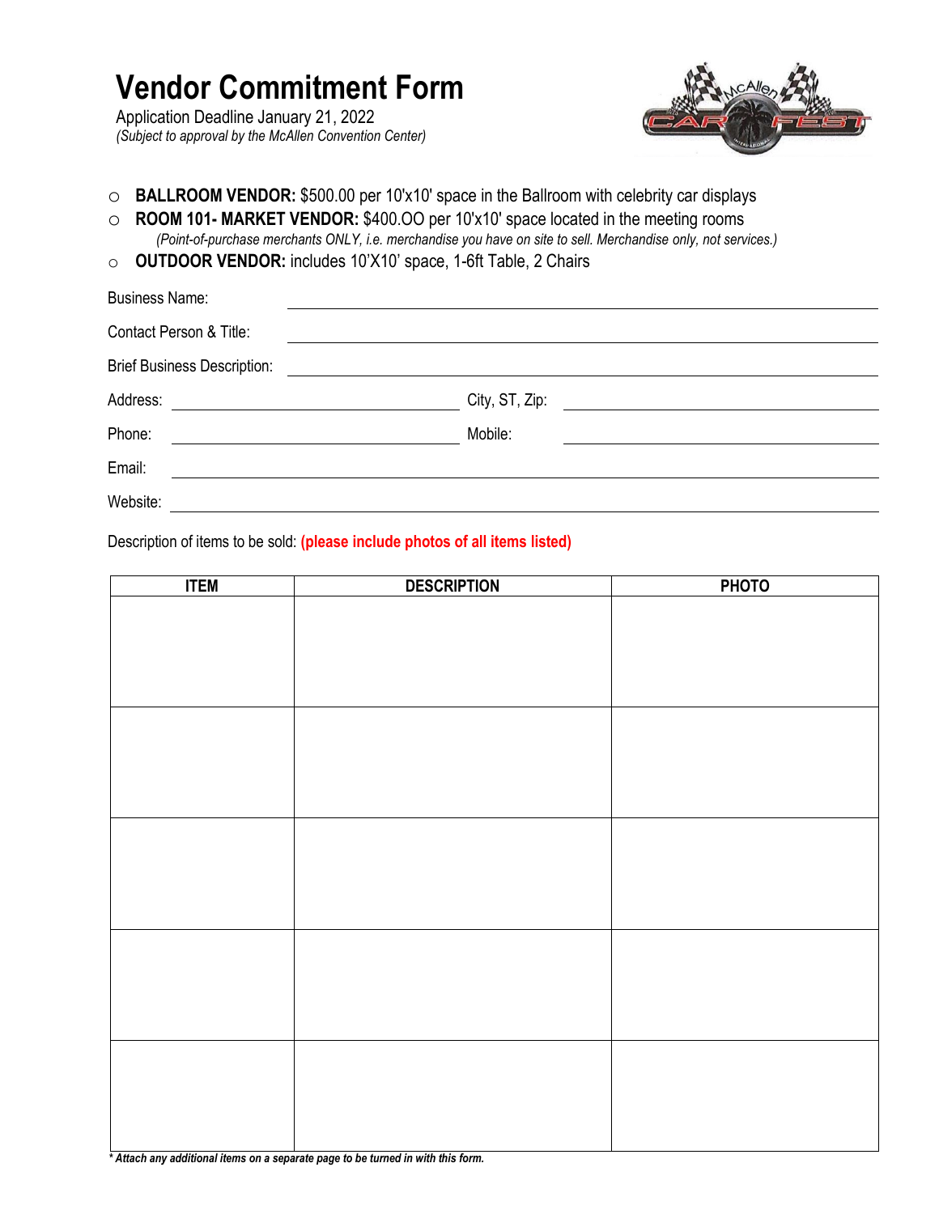# Vendor Commitment Form

Application Deadline January 21, 2022
*(Subject to approval by the McAllen Convention Center)*

- ○ **BALLROOM VENDOR:** $500.00 per 10'x10' space in the Ballroom with celebrity car displays
- ○ **ROOM 101- MARKET VENDOR:** $400.OO per 10'x10' space located in the meeting rooms
  *(Point-of-purchase merchants ONLY, i.e. merchandise you have on site to sell. Merchandise only, not services.)*
- ○ **OUTDOOR VENDOR:** includes 10'X10' space, 1-6ft Table, 2 Chairs

Business Name: ______________________________

Contact Person & Title: ______________________________

Brief Business Description: ______________________________

Address: ______________________________ City, ST, Zip: ______________________________

Phone: ______________________________ Mobile: ______________________________

Email: ______________________________

Website: ______________________________

Description of items to be sold: **(please include photos of all items listed)**

| ITEM | DESCRIPTION | PHOTO |
|---|---|---|
| | | |
| | | |
| | | |
| | | |
| | | |

***\* Attach any additional items on a separate page to be turned in with this form.***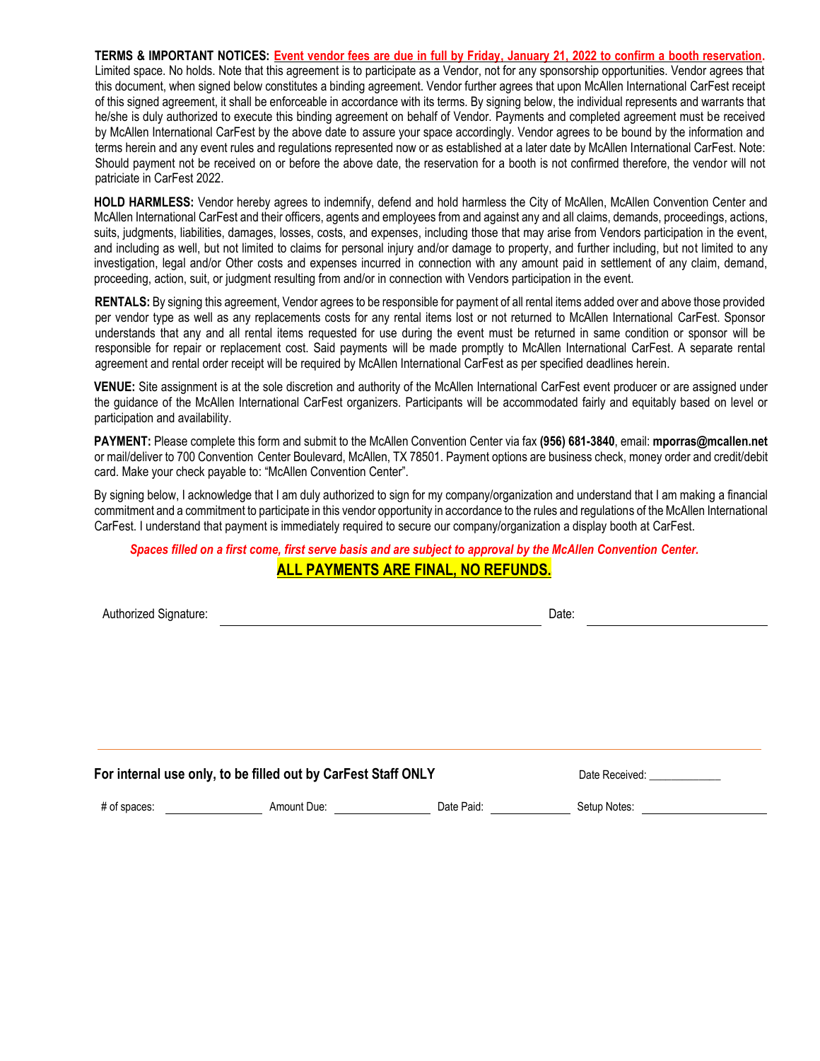**TERMS & IMPORTANT NOTICES:** **Event vendor fees are due in full by Friday, January 21, 2022 to confirm a booth reservation.** Limited space. No holds. Note that this agreement is to participate as a Vendor, not for any sponsorship opportunities. Vendor agrees that this document, when signed below constitutes a binding agreement. Vendor further agrees that upon McAllen International CarFest receipt of this signed agreement, it shall be enforceable in accordance with its terms. By signing below, the individual represents and warrants that he/she is duly authorized to execute this binding agreement on behalf of Vendor. Payments and completed agreement must be received by McAllen International CarFest by the above date to assure your space accordingly. Vendor agrees to be bound by the information and terms herein and any event rules and regulations represented now or as established at a later date by McAllen International CarFest. Note: Should payment not be received on or before the above date, the reservation for a booth is not confirmed therefore, the vendor will not patriciate in CarFest 2022.

**HOLD HARMLESS:** Vendor hereby agrees to indemnify, defend and hold harmless the City of McAllen, McAllen Convention Center and McAllen International CarFest and their officers, agents and employees from and against any and all claims, demands, proceedings, actions, suits, judgments, liabilities, damages, losses, costs, and expenses, including those that may arise from Vendors participation in the event, and including as well, but not limited to claims for personal injury and/or damage to property, and further including, but not limited to any investigation, legal and/or Other costs and expenses incurred in connection with any amount paid in settlement of any claim, demand, proceeding, action, suit, or judgment resulting from and/or in connection with Vendors participation in the event.

**RENTALS:** By signing this agreement, Vendor agrees to be responsible for payment of all rental items added over and above those provided per vendor type as well as any replacements costs for any rental items lost or not returned to McAllen International CarFest. Sponsor understands that any and all rental items requested for use during the event must be returned in same condition or sponsor will be responsible for repair or replacement cost. Said payments will be made promptly to McAllen International CarFest. A separate rental agreement and rental order receipt will be required by McAllen International CarFest as per specified deadlines herein.

**VENUE:** Site assignment is at the sole discretion and authority of the McAllen International CarFest event producer or are assigned under the guidance of the McAllen International CarFest organizers. Participants will be accommodated fairly and equitably based on level or participation and availability.

**PAYMENT:** Please complete this form and submit to the McAllen Convention Center via fax **(956) 681-3840**, email: **mporras@mcallen.net** or mail/deliver to 700 Convention Center Boulevard, McAllen, TX 78501. Payment options are business check, money order and credit/debit card. Make your check payable to: "McAllen Convention Center".

By signing below, I acknowledge that I am duly authorized to sign for my company/organization and understand that I am making a financial commitment and a commitment to participate in this vendor opportunity in accordance to the rules and regulations of the McAllen International CarFest. I understand that payment is immediately required to secure our company/organization a display booth at CarFest.

***Spaces filled on a first come, first serve basis and are subject to approval by the McAllen Convention Center.***

**ALL PAYMENTS ARE FINAL, NO REFUNDS.**

Authorized Signature: ______________________________ Date: ____________________

---

**For internal use only, to be filled out by CarFest Staff ONLY**

Date Received: ____________

# of spaces: ____________ Amount Due: ____________ Date Paid: ____________ Setup Notes: ____________